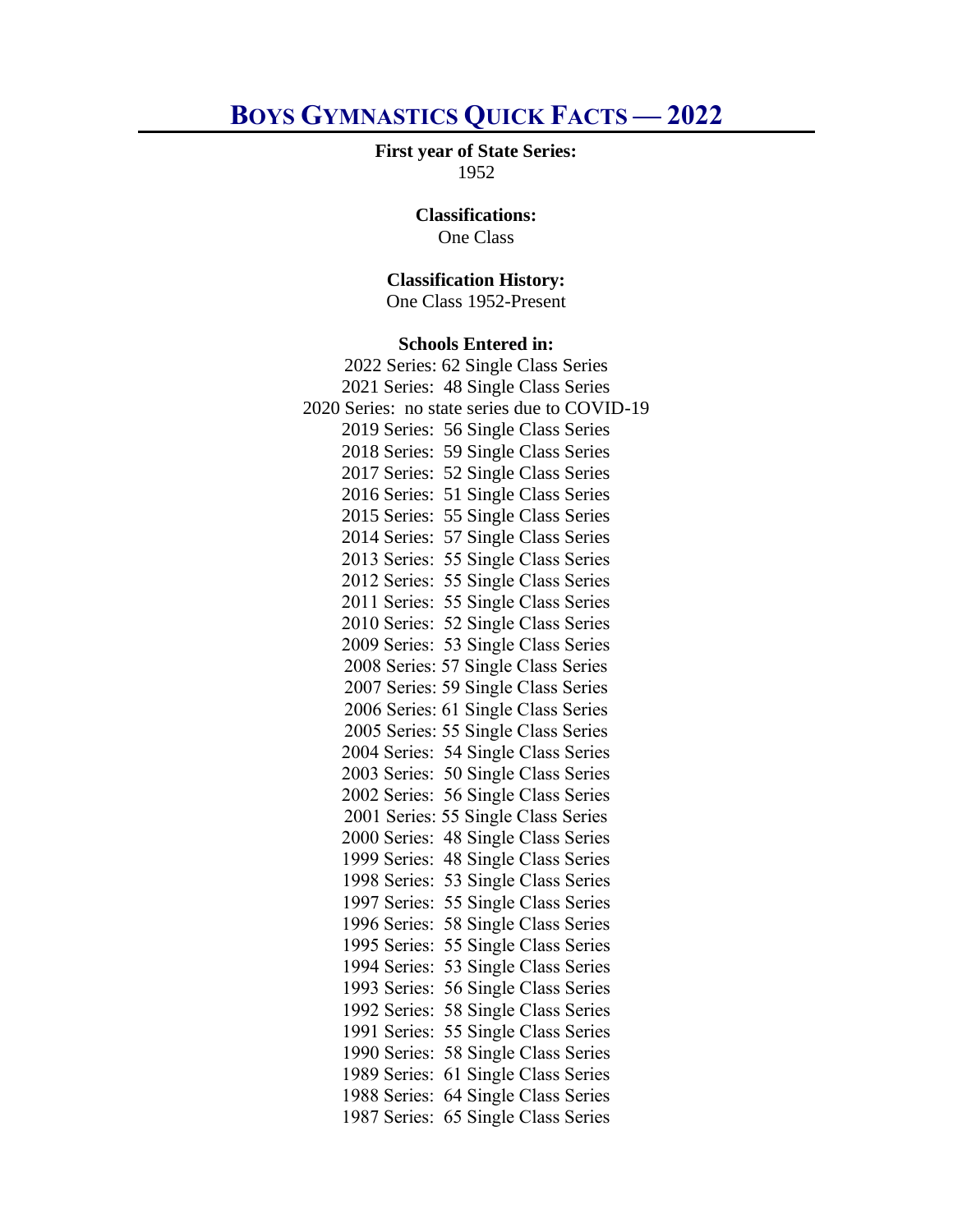# Boys Gymnastics Quick Facts — 2022

**First year of State Series:**
1952

**Classifications:**
One Class

**Classification History:**
One Class 1952-Present

**Schools Entered in:**

2022 Series: 62 Single Class Series
2021 Series: 48 Single Class Series
2020 Series: no state series due to COVID-19
2019 Series: 56 Single Class Series
2018 Series: 59 Single Class Series
2017 Series: 52 Single Class Series
2016 Series: 51 Single Class Series
2015 Series: 55 Single Class Series
2014 Series: 57 Single Class Series
2013 Series: 55 Single Class Series
2012 Series: 55 Single Class Series
2011 Series: 55 Single Class Series
2010 Series: 52 Single Class Series
2009 Series: 53 Single Class Series
2008 Series: 57 Single Class Series
2007 Series: 59 Single Class Series
2006 Series: 61 Single Class Series
2005 Series: 55 Single Class Series
2004 Series: 54 Single Class Series
2003 Series: 50 Single Class Series
2002 Series: 56 Single Class Series
2001 Series: 55 Single Class Series
2000 Series: 48 Single Class Series
1999 Series: 48 Single Class Series
1998 Series: 53 Single Class Series
1997 Series: 55 Single Class Series
1996 Series: 58 Single Class Series
1995 Series: 55 Single Class Series
1994 Series: 53 Single Class Series
1993 Series: 56 Single Class Series
1992 Series: 58 Single Class Series
1991 Series: 55 Single Class Series
1990 Series: 58 Single Class Series
1989 Series: 61 Single Class Series
1988 Series: 64 Single Class Series
1987 Series: 65 Single Class Series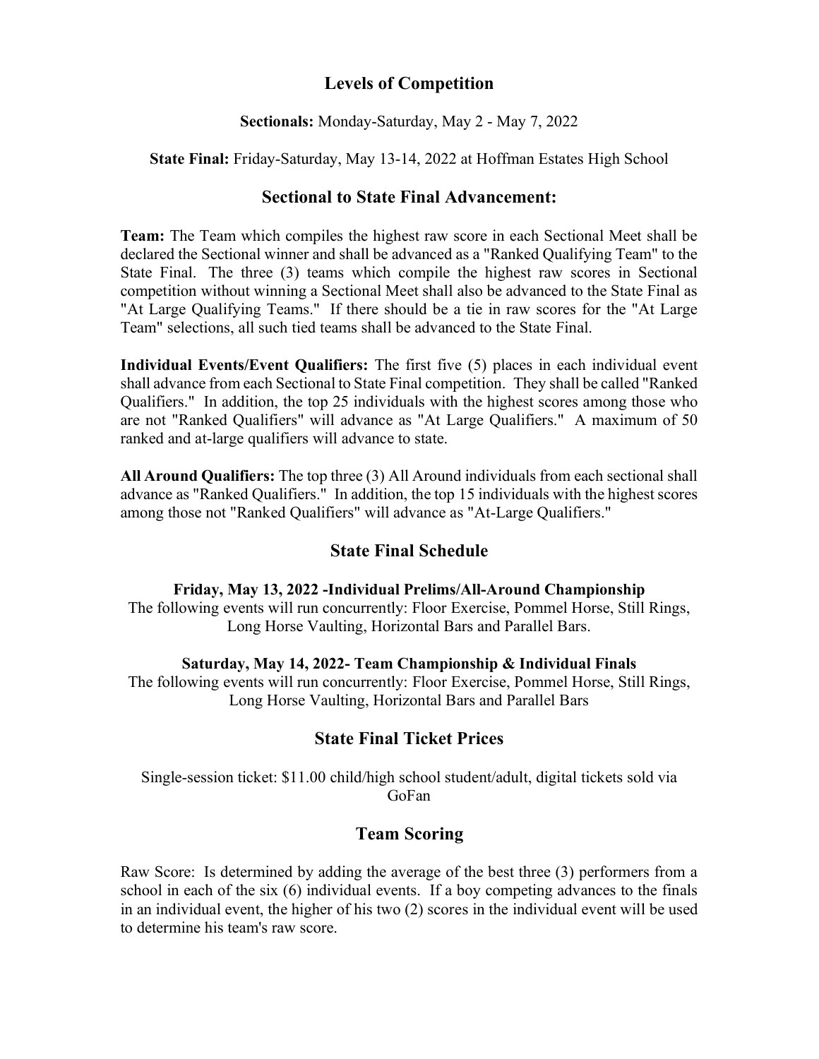## Levels of Competition

**Sectionals:** Monday-Saturday, May 2 - May 7, 2022

**State Final:** Friday-Saturday, May 13-14, 2022 at Hoffman Estates High School

## Sectional to State Final Advancement:

**Team:** The Team which compiles the highest raw score in each Sectional Meet shall be declared the Sectional winner and shall be advanced as a "Ranked Qualifying Team" to the State Final. The three (3) teams which compile the highest raw scores in Sectional competition without winning a Sectional Meet shall also be advanced to the State Final as "At Large Qualifying Teams." If there should be a tie in raw scores for the "At Large Team" selections, all such tied teams shall be advanced to the State Final.

**Individual Events/Event Qualifiers:** The first five (5) places in each individual event shall advance from each Sectional to State Final competition. They shall be called "Ranked Qualifiers." In addition, the top 25 individuals with the highest scores among those who are not "Ranked Qualifiers" will advance as "At Large Qualifiers." A maximum of 50 ranked and at-large qualifiers will advance to state.

**All Around Qualifiers:** The top three (3) All Around individuals from each sectional shall advance as "Ranked Qualifiers." In addition, the top 15 individuals with the highest scores among those not "Ranked Qualifiers" will advance as "At-Large Qualifiers."

## State Final Schedule

**Friday, May 13, 2022 -Individual Prelims/All-Around Championship**

The following events will run concurrently: Floor Exercise, Pommel Horse, Still Rings, Long Horse Vaulting, Horizontal Bars and Parallel Bars.

**Saturday, May 14, 2022- Team Championship & Individual Finals**

The following events will run concurrently: Floor Exercise, Pommel Horse, Still Rings, Long Horse Vaulting, Horizontal Bars and Parallel Bars

## State Final Ticket Prices

Single-session ticket: $11.00 child/high school student/adult, digital tickets sold via GoFan

## Team Scoring

Raw Score: Is determined by adding the average of the best three (3) performers from a school in each of the six (6) individual events. If a boy competing advances to the finals in an individual event, the higher of his two (2) scores in the individual event will be used to determine his team's raw score.